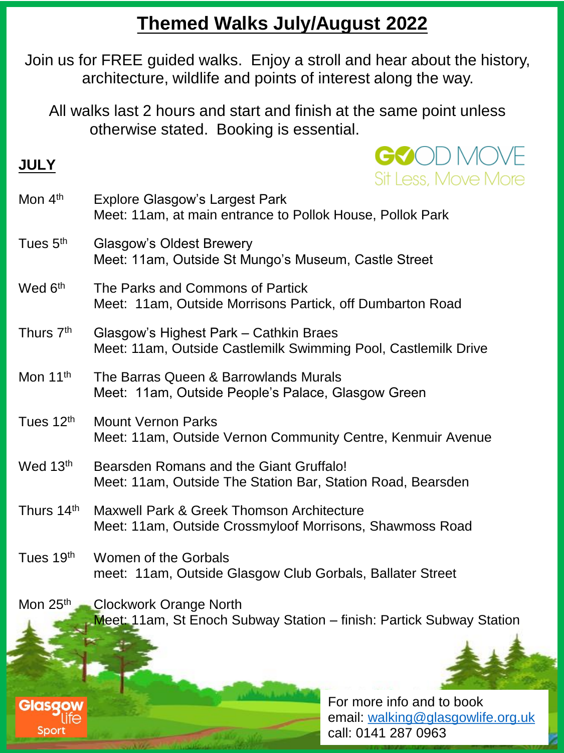# Themed Walks July/August 2022

Join us for FREE guided walks. Enjoy a stroll and hear about the history, architecture, wildlife and points of interest along the way.

All walks last 2 hours and start and finish at the same point unless otherwise stated. Booking is essential.

GOOD MOVE
Sit Less, Move More

## JULY

**Mon 4th** Explore Glasgow's Largest Park
Meet: 11am, at main entrance to Pollok House, Pollok Park

**Tues 5th** Glasgow's Oldest Brewery
Meet: 11am, Outside St Mungo's Museum, Castle Street

**Wed 6th** The Parks and Commons of Partick
Meet: 11am, Outside Morrisons Partick, off Dumbarton Road

**Thurs 7th** Glasgow's Highest Park – Cathkin Braes
Meet: 11am, Outside Castlemilk Swimming Pool, Castlemilk Drive

**Mon 11th** The Barras Queen & Barrowlands Murals
Meet: 11am, Outside People's Palace, Glasgow Green

**Tues 12th** Mount Vernon Parks
Meet: 11am, Outside Vernon Community Centre, Kenmuir Avenue

**Wed 13th** Bearsden Romans and the Giant Gruffalo!
Meet: 11am, Outside The Station Bar, Station Road, Bearsden

**Thurs 14th** Maxwell Park & Greek Thomson Architecture
Meet: 11am, Outside Crossmyloof Morrisons, Shawmoss Road

**Tues 19th** Women of the Gorbals
meet: 11am, Outside Glasgow Club Gorbals, Ballater Street

**Mon 25th** Clockwork Orange North
Meet: 11am, St Enoch Subway Station – finish: Partick Subway Station

Glasgow Life Sport

For more info and to book
email: walking@glasgowlife.org.uk
call: 0141 287 0963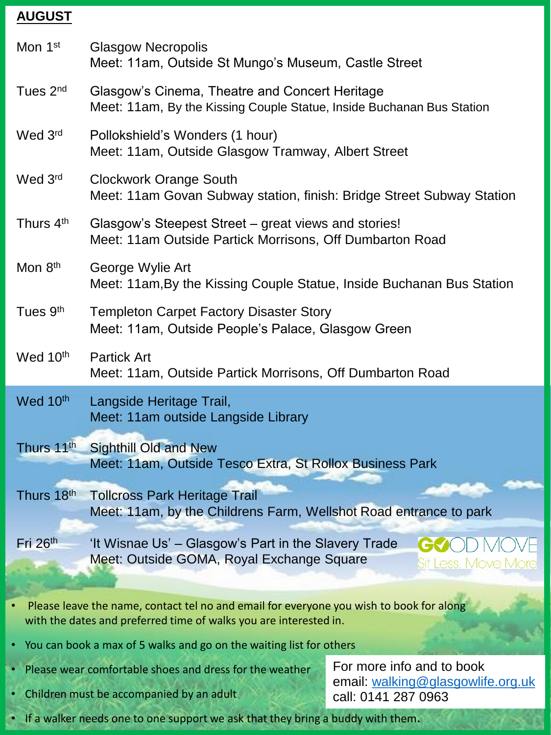**AUGUST**

| | |
|---|---|
| Mon 1st | Glasgow Necropolis<br>Meet: 11am, Outside St Mungo's Museum, Castle Street |
| Tues 2nd | Glasgow's Cinema, Theatre and Concert Heritage<br>Meet: 11am, By the Kissing Couple Statue, Inside Buchanan Bus Station |
| Wed 3rd | Pollokshield's Wonders (1 hour)<br>Meet: 11am, Outside Glasgow Tramway, Albert Street |
| Wed 3rd | Clockwork Orange South<br>Meet: 11am Govan Subway station, finish: Bridge Street Subway Station |
| Thurs 4th | Glasgow's Steepest Street – great views and stories!<br>Meet: 11am Outside Partick Morrisons, Off Dumbarton Road |
| Mon 8th | George Wylie Art<br>Meet: 11am,By the Kissing Couple Statue, Inside Buchanan Bus Station |
| Tues 9th | Templeton Carpet Factory Disaster Story<br>Meet: 11am, Outside People's Palace, Glasgow Green |
| Wed 10th | Partick Art<br>Meet: 11am, Outside Partick Morrisons, Off Dumbarton Road |
| Wed 10th | Langside Heritage Trail,<br>Meet: 11am outside Langside Library |
| Thurs 11th | Sighthill Old and New<br>Meet: 11am, Outside Tesco Extra, St Rollox Business Park |
| Thurs 18th | Tollcross Park Heritage Trail<br>Meet: 11am, by the Childrens Farm, Wellshot Road entrance to park |
| Fri 26th | 'It Wisnae Us' – Glasgow's Part in the Slavery Trade<br>Meet: Outside GOMA, Royal Exchange Square |

GOOD MOVE
Sit Less, Move More

- Please leave the name, contact tel no and email for everyone you wish to book for along with the dates and preferred time of walks you are interested in.
- You can book a max of 5 walks and go on the waiting list for others
- Please wear comfortable shoes and dress for the weather
- Children must be accompanied by an adult
- If a walker needs one to one support we ask that they bring a buddy with them.

For more info and to book
email: walking@glasgowlife.org.uk
call: 0141 287 0963